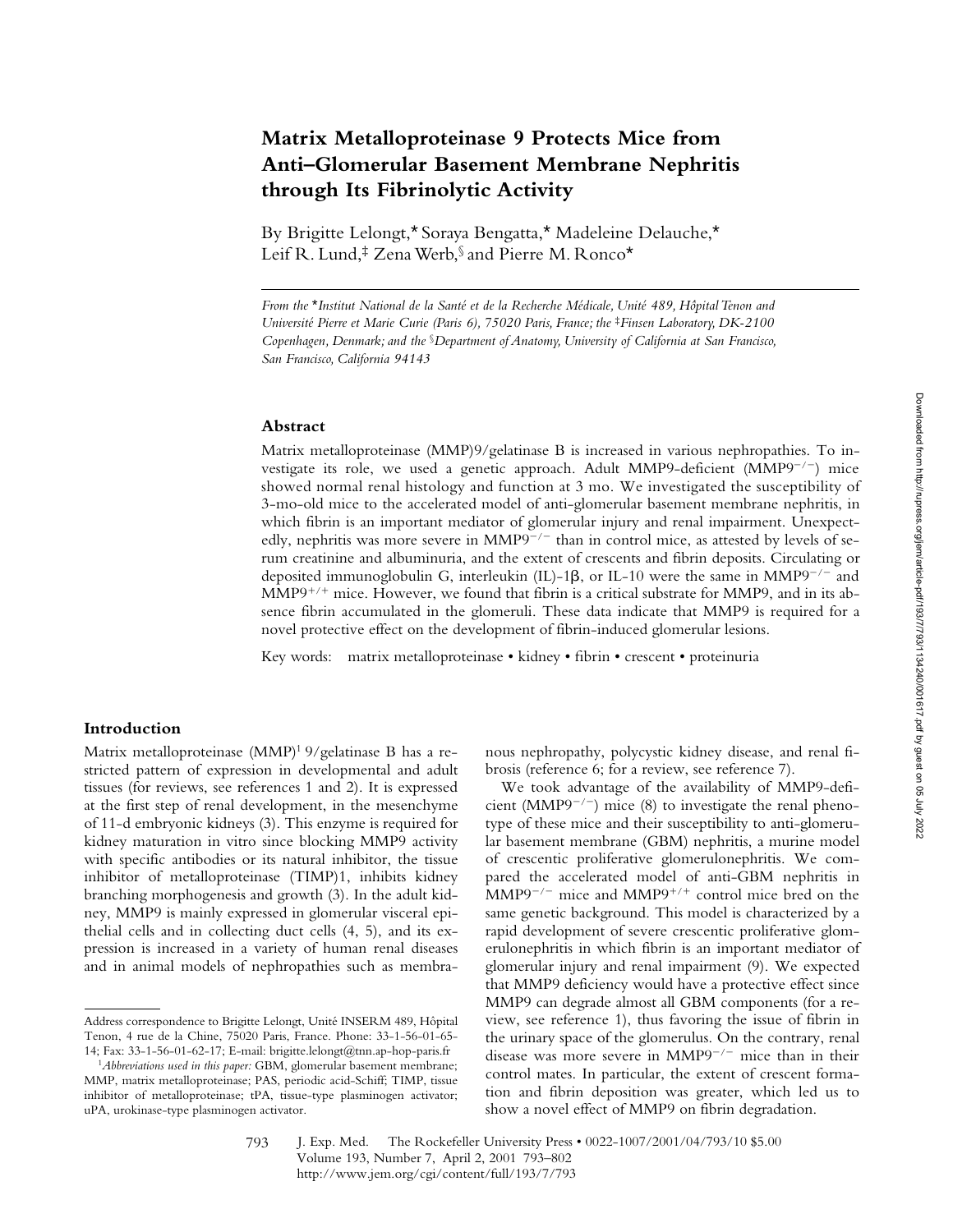# Matrix Metalloproteinase 9 Protects Mice from Anti–Glomerular Basement Membrane Nephritis through Its Fibrinolytic Activity

By Brigitte Lelongt,* Soraya Bengatta,* Madeleine Delauche,* Leif R. Lund,[‡] Zena Werb,[§] and Pierre M. Ronco*

*From the \*Institut National de la Santé et de la Recherche Médicale, Unité 489, Hôpital Tenon and Université Pierre et Marie Curie (Paris 6), 75020 Paris, France; the ‡Finsen Laboratory, DK-2100 Copenhagen, Denmark; and the §Department of Anatomy, University of California at San Francisco, San Francisco, California 94143*

## Abstract

Matrix metalloproteinase (MMP)9/gelatinase B is increased in various nephropathies. To investigate its role, we used a genetic approach. Adult MMP9-deficient ($MMP9^{-/-}$) mice showed normal renal histology and function at 3 mo. We investigated the susceptibility of 3-mo-old mice to the accelerated model of anti-glomerular basement membrane nephritis, in which fibrin is an important mediator of glomerular injury and renal impairment. Unexpectedly, nephritis was more severe in $MMP9^{-/-}$ than in control mice, as attested by levels of serum creatinine and albuminuria, and the extent of crescents and fibrin deposits. Circulating or deposited immunoglobulin G, interleukin (IL)-1β, or IL-10 were the same in $MMP9^{-/-}$ and $MMP9^{+/+}$ mice. However, we found that fibrin is a critical substrate for MMP9, and in its absence fibrin accumulated in the glomeruli. These data indicate that MMP9 is required for a novel protective effect on the development of fibrin-induced glomerular lesions.

Key words: matrix metalloproteinase • kidney • fibrin • crescent • proteinuria

## Introduction

Matrix metalloproteinase (MMP)[1] 9/gelatinase B has a restricted pattern of expression in developmental and adult tissues (for reviews, see references 1 and 2). It is expressed at the first step of renal development, in the mesenchyme of 11-d embryonic kidneys (3). This enzyme is required for kidney maturation in vitro since blocking MMP9 activity with specific antibodies or its natural inhibitor, the tissue inhibitor of metalloproteinase (TIMP)1, inhibits kidney branching morphogenesis and growth (3). In the adult kidney, MMP9 is mainly expressed in glomerular visceral epithelial cells and in collecting duct cells (4, 5), and its expression is increased in a variety of human renal diseases and in animal models of nephropathies such as membranous nephropathy, polycystic kidney disease, and renal fibrosis (reference 6; for a review, see reference 7).

We took advantage of the availability of MMP9-deficient ($MMP9^{-/-}$) mice (8) to investigate the renal phenotype of these mice and their susceptibility to anti-glomerular basement membrane (GBM) nephritis, a murine model of crescentic proliferative glomerulonephritis. We compared the accelerated model of anti-GBM nephritis in $MMP9^{-/-}$ mice and $MMP9^{+/+}$ control mice bred on the same genetic background. This model is characterized by a rapid development of severe crescentic proliferative glomerulonephritis in which fibrin is an important mediator of glomerular injury and renal impairment (9). We expected that MMP9 deficiency would have a protective effect since MMP9 can degrade almost all GBM components (for a review, see reference 1), thus favoring the issue of fibrin in the urinary space of the glomerulus. On the contrary, renal disease was more severe in $MMP9^{-/-}$ mice than in their control mates. In particular, the extent of crescent formation and fibrin deposition was greater, which led us to show a novel effect of MMP9 on fibrin degradation.

---

Address correspondence to Brigitte Lelongt, Unité INSERM 489, Hôpital Tenon, 4 rue de la Chine, 75020 Paris, France. Phone: 33-1-56-01-65-14; Fax: 33-1-56-01-62-17; E-mail: brigitte.lelongt@tnn.ap-hop-paris.fr

[1] *Abbreviations used in this paper:* GBM, glomerular basement membrane; MMP, matrix metalloproteinase; PAS, periodic acid-Schiff; TIMP, tissue inhibitor of metalloproteinase; tPA, tissue-type plasminogen activator; uPA, urokinase-type plasminogen activator.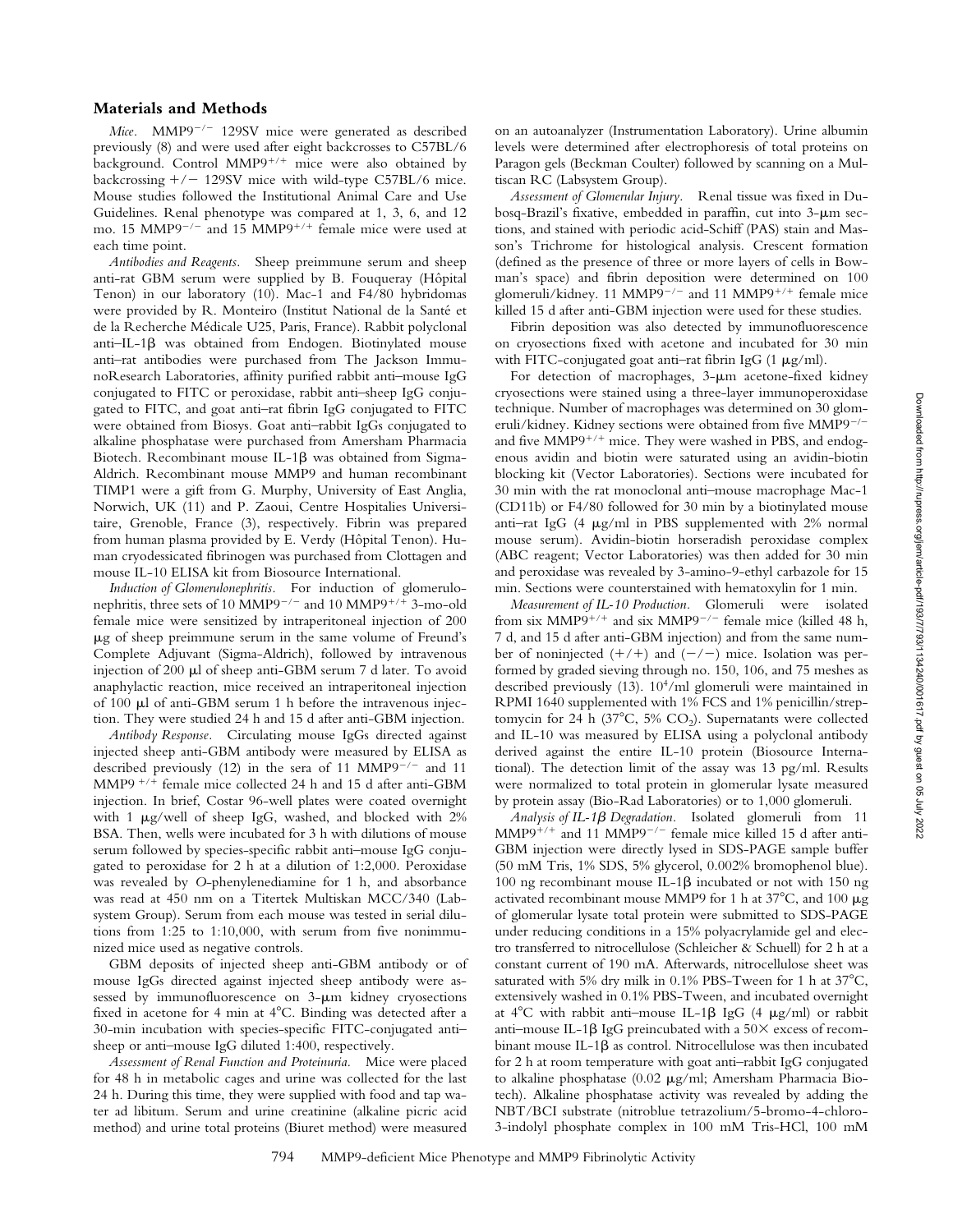## Materials and Methods

*Mice.* MMP9$^{-/-}$ 129SV mice were generated as described previously (8) and were used after eight backcrosses to C57BL/6 background. Control MMP9$^{+/+}$ mice were also obtained by backcrossing +/− 129SV mice with wild-type C57BL/6 mice. Mouse studies followed the Institutional Animal Care and Use Guidelines. Renal phenotype was compared at 1, 3, 6, and 12 mo. 15 MMP9$^{-/-}$ and 15 MMP9$^{+/+}$ female mice were used at each time point.

*Antibodies and Reagents.* Sheep preimmune serum and sheep anti-rat GBM serum were supplied by B. Fouqueray (Hôpital Tenon) in our laboratory (10). Mac-1 and F4/80 hybridomas were provided by R. Monteiro (Institut National de la Santé et de la Recherche Médicale U25, Paris, France). Rabbit polyclonal anti–IL-1β was obtained from Endogen. Biotinylated mouse anti–rat antibodies were purchased from The Jackson ImmunoResearch Laboratories, affinity purified rabbit anti–mouse IgG conjugated to FITC or peroxidase, rabbit anti–sheep IgG conjugated to FITC, and goat anti–rat fibrin IgG conjugated to FITC were obtained from Biosys. Goat anti–rabbit IgGs conjugated to alkaline phosphatase were purchased from Amersham Pharmacia Biotech. Recombinant mouse IL-1β was obtained from Sigma-Aldrich. Recombinant mouse MMP9 and human recombinant TIMP1 were a gift from G. Murphy, University of East Anglia, Norwich, UK (11) and P. Zaoui, Centre Hospitalies Universitaire, Grenoble, France (3), respectively. Fibrin was prepared from human plasma provided by E. Verdy (Hôpital Tenon). Human cryodessicated fibrinogen was purchased from Clottagen and mouse IL-10 ELISA kit from Biosource International.

*Induction of Glomerulonephritis.* For induction of glomerulonephritis, three sets of 10 MMP9$^{-/-}$ and 10 MMP9$^{+/+}$ 3-mo-old female mice were sensitized by intraperitoneal injection of 200 μg of sheep preimmune serum in the same volume of Freund's Complete Adjuvant (Sigma-Aldrich), followed by intravenous injection of 200 μl of sheep anti-GBM serum 7 d later. To avoid anaphylactic reaction, mice received an intraperitoneal injection of 100 μl of anti-GBM serum 1 h before the intravenous injection. They were studied 24 h and 15 d after anti-GBM injection.

*Antibody Response.* Circulating mouse IgGs directed against injected sheep anti-GBM antibody were measured by ELISA as described previously (12) in the sera of 11 MMP9$^{-/-}$ and 11 MMP9$^{+/+}$ female mice collected 24 h and 15 d after anti-GBM injection. In brief, Costar 96-well plates were coated overnight with 1 μg/well of sheep IgG, washed, and blocked with 2% BSA. Then, wells were incubated for 3 h with dilutions of mouse serum followed by species-specific rabbit anti–mouse IgG conjugated to peroxidase for 2 h at a dilution of 1:2,000. Peroxidase was revealed by *O*-phenylenediamine for 1 h, and absorbance was read at 450 nm on a Titertek Multiskan MCC/340 (Labsystem Group). Serum from each mouse was tested in serial dilutions from 1:25 to 1:10,000, with serum from five nonimmunized mice used as negative controls.

GBM deposits of injected sheep anti-GBM antibody or of mouse IgGs directed against injected sheep antibody were assessed by immunofluorescence on 3-μm kidney cryosections fixed in acetone for 4 min at 4°C. Binding was detected after a 30-min incubation with species-specific FITC-conjugated anti–sheep or anti–mouse IgG diluted 1:400, respectively.

*Assessment of Renal Function and Proteinuria.* Mice were placed for 48 h in metabolic cages and urine was collected for the last 24 h. During this time, they were supplied with food and tap water ad libitum. Serum and urine creatinine (alkaline picric acid method) and urine total proteins (Biuret method) were measured on an autoanalyzer (Instrumentation Laboratory). Urine albumin levels were determined after electrophoresis of total proteins on Paragon gels (Beckman Coulter) followed by scanning on a Multiscan RC (Labsystem Group).

*Assessment of Glomerular Injury.* Renal tissue was fixed in Dubosq-Brazil's fixative, embedded in paraffin, cut into 3-μm sections, and stained with periodic acid-Schiff (PAS) stain and Masson's Trichrome for histological analysis. Crescent formation (defined as the presence of three or more layers of cells in Bowman's space) and fibrin deposition were determined on 100 glomeruli/kidney. 11 MMP9$^{-/-}$ and 11 MMP9$^{+/+}$ female mice killed 15 d after anti-GBM injection were used for these studies.

Fibrin deposition was also detected by immunofluorescence on cryosections fixed with acetone and incubated for 30 min with FITC-conjugated goat anti–rat fibrin IgG (1 μg/ml).

For detection of macrophages, 3-μm acetone-fixed kidney cryosections were stained using a three-layer immunoperoxidase technique. Number of macrophages was determined on 30 glomeruli/kidney. Kidney sections were obtained from five MMP9$^{-/-}$ and five MMP9$^{+/+}$ mice. They were washed in PBS, and endogenous avidin and biotin were saturated using an avidin-biotin blocking kit (Vector Laboratories). Sections were incubated for 30 min with the rat monoclonal anti–mouse macrophage Mac-1 (CD11b) or F4/80 followed for 30 min by a biotinylated mouse anti–rat IgG (4 μg/ml in PBS supplemented with 2% normal mouse serum). Avidin-biotin horseradish peroxidase complex (ABC reagent; Vector Laboratories) was then added for 30 min and peroxidase was revealed by 3-amino-9-ethyl carbazole for 15 min. Sections were counterstained with hematoxylin for 1 min.

*Measurement of IL-10 Production.* Glomeruli were isolated from six MMP9$^{+/+}$ and six MMP9$^{-/-}$ female mice (killed 48 h, 7 d, and 15 d after anti-GBM injection) and from the same number of noninjected (+/+) and (−/−) mice. Isolation was performed by graded sieving through no. 150, 106, and 75 meshes as described previously (13). $10^4$/ml glomeruli were maintained in RPMI 1640 supplemented with 1% FCS and 1% penicillin/streptomycin for 24 h (37°C, 5% $CO_2$). Supernatants were collected and IL-10 was measured by ELISA using a polyclonal antibody derived against the entire IL-10 protein (Biosource International). The detection limit of the assay was 13 pg/ml. Results were normalized to total protein in glomerular lysate measured by protein assay (Bio-Rad Laboratories) or to 1,000 glomeruli.

*Analysis of IL-1β Degradation.* Isolated glomeruli from 11 MMP9$^{+/+}$ and 11 MMP9$^{-/-}$ female mice killed 15 d after anti-GBM injection were directly lysed in SDS-PAGE sample buffer (50 mM Tris, 1% SDS, 5% glycerol, 0.002% bromophenol blue). 100 ng recombinant mouse IL-1β incubated or not with 150 ng activated recombinant mouse MMP9 for 1 h at 37°C, and 100 μg of glomerular lysate total protein were submitted to SDS-PAGE under reducing conditions in a 15% polyacrylamide gel and electro transferred to nitrocellulose (Schleicher & Schuell) for 2 h at a constant current of 190 mA. Afterwards, nitrocellulose sheet was saturated with 5% dry milk in 0.1% PBS-Tween for 1 h at 37°C, extensively washed in 0.1% PBS-Tween, and incubated overnight at 4°C with rabbit anti–mouse IL-1β IgG (4 μg/ml) or rabbit anti–mouse IL-1β IgG preincubated with a 50× excess of recombinant mouse IL-1β as control. Nitrocellulose was then incubated for 2 h at room temperature with goat anti–rabbit IgG conjugated to alkaline phosphatase (0.02 μg/ml; Amersham Pharmacia Biotech). Alkaline phosphatase activity was revealed by adding the NBT/BCI substrate (nitroblue tetrazolium/5-bromo-4-chloro-3-indolyl phosphate complex in 100 mM Tris-HCl, 100 mM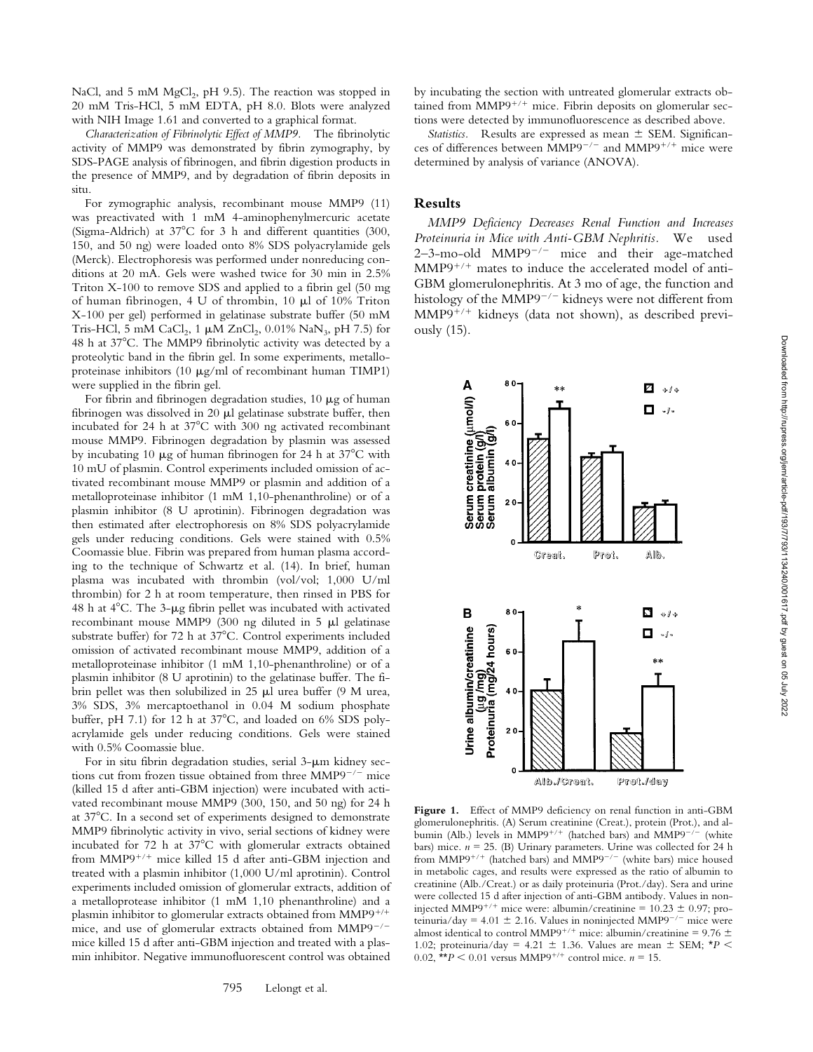NaCl, and 5 mM $MgCl_2$, pH 9.5). The reaction was stopped in 20 mM Tris-HCl, 5 mM EDTA, pH 8.0. Blots were analyzed with NIH Image 1.61 and converted to a graphical format.

*Characterization of Fibrinolytic Effect of MMP9.* The fibrinolytic activity of MMP9 was demonstrated by fibrin zymography, by SDS-PAGE analysis of fibrinogen, and fibrin digestion products in the presence of MMP9, and by degradation of fibrin deposits in situ.

For zymographic analysis, recombinant mouse MMP9 (11) was preactivated with 1 mM 4-aminophenylmercuric acetate (Sigma-Aldrich) at 37°C for 3 h and different quantities (300, 150, and 50 ng) were loaded onto 8% SDS polyacrylamide gels (Merck). Electrophoresis was performed under nonreducing conditions at 20 mA. Gels were washed twice for 30 min in 2.5% Triton X-100 to remove SDS and applied to a fibrin gel (50 mg of human fibrinogen, 4 U of thrombin, 10 μl of 10% Triton X-100 per gel) performed in gelatinase substrate buffer (50 mM Tris-HCl, 5 mM $CaCl_2$, 1 μM $ZnCl_2$, 0.01% $NaN_3$, pH 7.5) for 48 h at 37°C. The MMP9 fibrinolytic activity was detected by a proteolytic band in the fibrin gel. In some experiments, metalloproteinase inhibitors (10 μg/ml of recombinant human TIMP1) were supplied in the fibrin gel.

For fibrin and fibrinogen degradation studies, 10 μg of human fibrinogen was dissolved in 20 μl gelatinase substrate buffer, then incubated for 24 h at 37°C with 300 ng activated recombinant mouse MMP9. Fibrinogen degradation by plasmin was assessed by incubating 10 μg of human fibrinogen for 24 h at 37°C with 10 mU of plasmin. Control experiments included omission of activated recombinant mouse MMP9 or plasmin and addition of a metalloproteinase inhibitor (1 mM 1,10-phenanthroline) or of a plasmin inhibitor (8 U aprotinin). Fibrinogen degradation was then estimated after electrophoresis on 8% SDS polyacrylamide gels under reducing conditions. Gels were stained with 0.5% Coomassie blue. Fibrin was prepared from human plasma according to the technique of Schwartz et al. (14). In brief, human plasma was incubated with thrombin (vol/vol; 1,000 U/ml thrombin) for 2 h at room temperature, then rinsed in PBS for 48 h at 4°C. The 3-μg fibrin pellet was incubated with activated recombinant mouse MMP9 (300 ng diluted in 5 μl gelatinase substrate buffer) for 72 h at 37°C. Control experiments included omission of activated recombinant mouse MMP9, addition of a metalloproteinase inhibitor (1 mM 1,10-phenanthroline) or of a plasmin inhibitor (8 U aprotinin) to the gelatinase buffer. The fibrin pellet was then solubilized in 25 μl urea buffer (9 M urea, 3% SDS, 3% mercaptoethanol in 0.04 M sodium phosphate buffer, pH 7.1) for 12 h at 37°C, and loaded on 6% SDS polyacrylamide gels under reducing conditions. Gels were stained with 0.5% Coomassie blue.

For in situ fibrin degradation studies, serial 3-μm kidney sections cut from frozen tissue obtained from three $MMP9^{-/-}$ mice (killed 15 d after anti-GBM injection) were incubated with activated recombinant mouse MMP9 (300, 150, and 50 ng) for 24 h at 37°C. In a second set of experiments designed to demonstrate MMP9 fibrinolytic activity in vivo, serial sections of kidney were incubated for 72 h at 37°C with glomerular extracts obtained from $MMP9^{+/+}$ mice killed 15 d after anti-GBM injection and treated with a plasmin inhibitor (1,000 U/ml aprotinin). Control experiments included omission of glomerular extracts, addition of a metalloprotease inhibitor (1 mM 1,10 phenanthroline) and a plasmin inhibitor to glomerular extracts obtained from $MMP9^{+/+}$ mice, and use of glomerular extracts obtained from $MMP9^{-/-}$ mice killed 15 d after anti-GBM injection and treated with a plasmin inhibitor. Negative immunofluorescent control was obtained by incubating the section with untreated glomerular extracts obtained from $MMP9^{+/+}$ mice. Fibrin deposits on glomerular sections were detected by immunofluorescence as described above.

*Statistics.* Results are expressed as mean ± SEM. Significances of differences between $MMP9^{-/-}$ and $MMP9^{+/+}$ mice were determined by analysis of variance (ANOVA).

## Results

*MMP9 Deficiency Decreases Renal Function and Increases Proteinuria in Mice with Anti-GBM Nephritis.* We used 2–3-mo-old $MMP9^{-/-}$ mice and their age-matched $MMP9^{+/+}$ mates to induce the accelerated model of anti-GBM glomerulonephritis. At 3 mo of age, the function and histology of the $MMP9^{-/-}$ kidneys were not different from $MMP9^{+/+}$ kidneys (data not shown), as described previously (15).

**Figure 1.** Effect of MMP9 deficiency on renal function in anti-GBM glomerulonephritis. (A) Serum creatinine (Creat.), protein (Prot.), and albumin (Alb.) levels in $MMP9^{+/+}$ (hatched bars) and $MMP9^{-/-}$ (white bars) mice. $n = 25$. (B) Urinary parameters. Urine was collected for 24 h from $MMP9^{+/+}$ (hatched bars) and $MMP9^{-/-}$ (white bars) mice housed in metabolic cages, and results were expressed as the ratio of albumin to creatinine (Alb./Creat.) or as daily proteinuria (Prot./day). Sera and urine were collected 15 d after injection of anti-GBM antibody. Values in noninjected $MMP9^{+/+}$ mice were: albumin/creatinine = 10.23 ± 0.97; proteinuria/day = 4.01 ± 2.16. Values in noninjected $MMP9^{-/-}$ mice were almost identical to control $MMP9^{+/+}$ mice: albumin/creatinine = 9.76 ± 1.02; proteinuria/day = 4.21 ± 1.36. Values are mean ± SEM; $^{*}P < 0.02$, $^{**}P < 0.01$ versus $MMP9^{+/+}$ control mice. $n = 15$.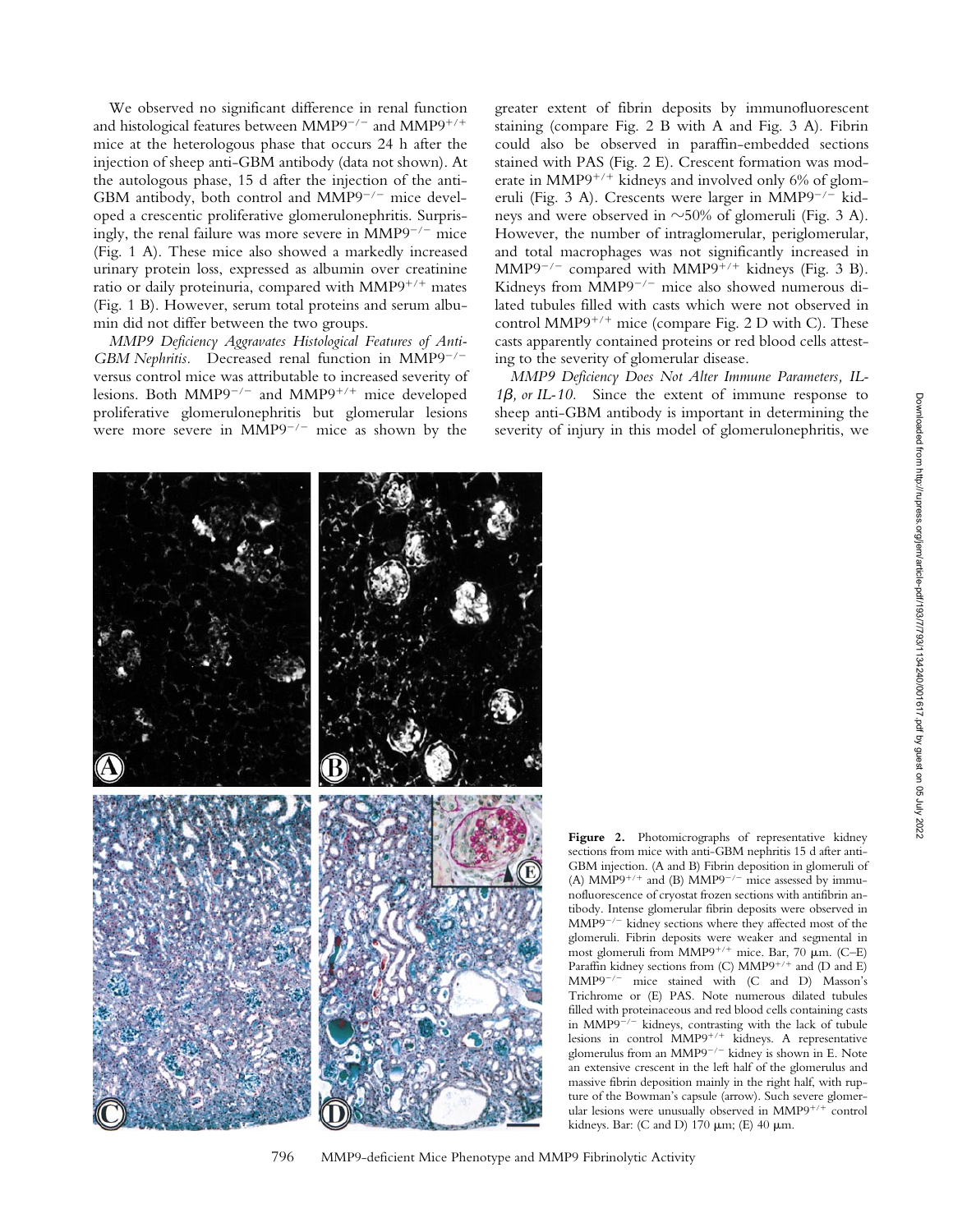We observed no significant difference in renal function and histological features between MMP9$^{-/-}$ and MMP9$^{+/+}$ mice at the heterologous phase that occurs 24 h after the injection of sheep anti-GBM antibody (data not shown). At the autologous phase, 15 d after the injection of the anti-GBM antibody, both control and MMP9$^{-/-}$ mice developed a crescentic proliferative glomerulonephritis. Surprisingly, the renal failure was more severe in MMP9$^{-/-}$ mice (Fig. 1 A). These mice also showed a markedly increased urinary protein loss, expressed as albumin over creatinine ratio or daily proteinuria, compared with MMP9$^{+/+}$ mates (Fig. 1 B). However, serum total proteins and serum albumin did not differ between the two groups.

*MMP9 Deficiency Aggravates Histological Features of Anti-GBM Nephritis.* Decreased renal function in MMP9$^{-/-}$ versus control mice was attributable to increased severity of lesions. Both MMP9$^{-/-}$ and MMP9$^{+/+}$ mice developed proliferative glomerulonephritis but glomerular lesions were more severe in MMP9$^{-/-}$ mice as shown by the greater extent of fibrin deposits by immunofluorescent staining (compare Fig. 2 B with A and Fig. 3 A). Fibrin could also be observed in paraffin-embedded sections stained with PAS (Fig. 2 E). Crescent formation was moderate in MMP9$^{+/+}$ kidneys and involved only 6% of glomeruli (Fig. 3 A). Crescents were larger in MMP9$^{-/-}$ kidneys and were observed in ~50% of glomeruli (Fig. 3 A). However, the number of intraglomerular, periglomerular, and total macrophages was not significantly increased in MMP9$^{-/-}$ compared with MMP9$^{+/+}$ kidneys (Fig. 3 B). Kidneys from MMP9$^{-/-}$ mice also showed numerous dilated tubules filled with casts which were not observed in control MMP9$^{+/+}$ mice (compare Fig. 2 D with C). These casts apparently contained proteins or red blood cells attesting to the severity of glomerular disease.

*MMP9 Deficiency Does Not Alter Immune Parameters, IL-1β, or IL-10.* Since the extent of immune response to sheep anti-GBM antibody is important in determining the severity of injury in this model of glomerulonephritis, we

**Figure 2.** Photomicrographs of representative kidney sections from mice with anti-GBM nephritis 15 d after anti-GBM injection. (A and B) Fibrin deposition in glomeruli of (A) MMP9$^{+/+}$ and (B) MMP9$^{-/-}$ mice assessed by immunofluorescence of cryostat frozen sections with antifibrin antibody. Intense glomerular fibrin deposits were observed in MMP9$^{-/-}$ kidney sections where they affected most of the glomeruli. Fibrin deposits were weaker and segmental in most glomeruli from MMP9$^{+/+}$ mice. Bar, 70 μm. (C–E) Paraffin kidney sections from (C) MMP9$^{+/+}$ and (D and E) MMP9$^{-/-}$ mice stained with (C and D) Masson's Trichrome or (E) PAS. Note numerous dilated tubules filled with proteinaceous and red blood cells containing casts in MMP9$^{-/-}$ kidneys, contrasting with the lack of tubule lesions in control MMP9$^{+/+}$ kidneys. A representative glomerulus from an MMP9$^{-/-}$ kidney is shown in E. Note an extensive crescent in the left half of the glomerulus and massive fibrin deposition mainly in the right half, with rupture of the Bowman's capsule (arrow). Such severe glomerular lesions were unusually observed in MMP9$^{+/+}$ control kidneys. Bar: (C and D) 170 μm; (E) 40 μm.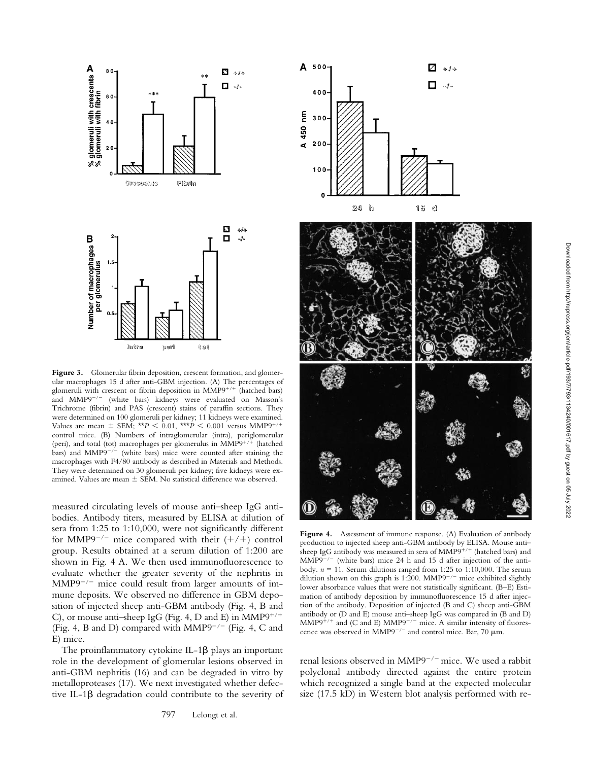**Figure 3.** Glomerular fibrin deposition, crescent formation, and glomerular macrophages 15 d after anti-GBM injection. (A) The percentages of glomeruli with crescent or fibrin deposition in MMP9$^{+/+}$ (hatched bars) and MMP9$^{-/-}$ (white bars) kidneys were evaluated on Masson's Trichrome (fibrin) and PAS (crescent) stains of paraffin sections. They were determined on 100 glomeruli per kidney; 11 kidneys were examined. Values are mean ± SEM; **$P < 0.01$, ***$P < 0.001$ versus MMP9$^{+/+}$ control mice. (B) Numbers of intraglomerular (intra), periglomerular (peri), and total (tot) macrophages per glomerulus in MMP9$^{+/+}$ (hatched bars) and MMP9$^{-/-}$ (white bars) mice were counted after staining the macrophages with F4/80 antibody as described in Materials and Methods. They were determined on 30 glomeruli per kidney; five kidneys were examined. Values are mean ± SEM. No statistical difference was observed.

**Figure 4.** Assessment of immune response. (A) Evaluation of antibody production to injected sheep anti-GBM antibody by ELISA. Mouse anti–sheep IgG antibody was measured in sera of MMP9$^{+/+}$ (hatched bars) and MMP9$^{-/-}$ (white bars) mice 24 h and 15 d after injection of the antibody. $n = 11$. Serum dilutions ranged from 1:25 to 1:10,000. The serum dilution shown on this graph is 1:200. MMP9$^{-/-}$ mice exhibited slightly lower absorbance values that were not statistically significant. (B–E) Estimation of antibody deposition by immunofluorescence 15 d after injection of the antibody. Deposition of injected (B and C) sheep anti-GBM antibody or (D and E) mouse anti–sheep IgG was compared in (B and D) MMP9$^{+/+}$ and (C and E) MMP9$^{-/-}$ mice. A similar intensity of fluorescence was observed in MMP9$^{-/-}$ and control mice. Bar, 70 μm.

measured circulating levels of mouse anti–sheep IgG antibodies. Antibody titers, measured by ELISA at dilution of sera from 1:25 to 1:10,000, were not significantly different for MMP9$^{-/-}$ mice compared with their (+/+) control group. Results obtained at a serum dilution of 1:200 are shown in Fig. 4 A. We then used immunofluorescence to evaluate whether the greater severity of the nephritis in MMP9$^{-/-}$ mice could result from larger amounts of immune deposits. We observed no difference in GBM deposition of injected sheep anti-GBM antibody (Fig. 4, B and C), or mouse anti–sheep IgG (Fig. 4, D and E) in MMP9$^{+/+}$ (Fig. 4, B and D) compared with MMP9$^{-/-}$ (Fig. 4, C and E) mice.

The proinflammatory cytokine IL-1β plays an important role in the development of glomerular lesions observed in anti-GBM nephritis (16) and can be degraded in vitro by metalloproteases (17). We next investigated whether defective IL-1β degradation could contribute to the severity of renal lesions observed in MMP9$^{-/-}$ mice. We used a rabbit polyclonal antibody directed against the entire protein which recognized a single band at the expected molecular size (17.5 kD) in Western blot analysis performed with re-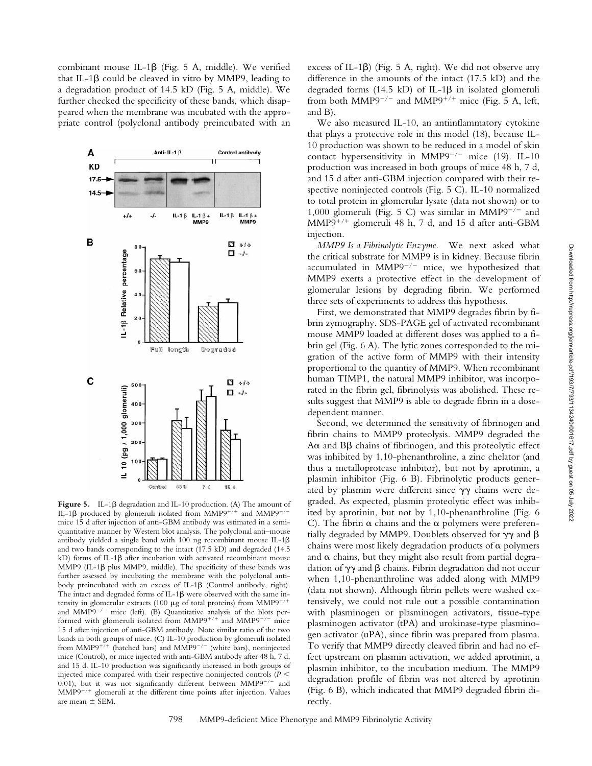combinant mouse IL-1β (Fig. 5 A, middle). We verified that IL-1β could be cleaved in vitro by MMP9, leading to a degradation product of 14.5 kD (Fig. 5 A, middle). We further checked the specificity of these bands, which disappeared when the membrane was incubated with the appropriate control (polyclonal antibody preincubated with an excess of IL-1β) (Fig. 5 A, right). We did not observe any difference in the amounts of the intact (17.5 kD) and the degraded forms (14.5 kD) of IL-1β in isolated glomeruli from both $MMP9^{-/-}$ and $MMP9^{+/+}$ mice (Fig. 5 A, left, and B).

**Figure 5.** IL-1β degradation and IL-10 production. (A) The amount of IL-1β produced by glomeruli isolated from $MMP9^{+/+}$ and $MMP9^{-/-}$ mice 15 d after injection of anti-GBM antibody was estimated in a semi-quantitative manner by Western blot analysis. The polyclonal anti–mouse antibody yielded a single band with 100 ng recombinant mouse IL-1β and two bands corresponding to the intact (17.5 kD) and degraded (14.5 kD) forms of IL-1β after incubation with activated recombinant mouse MMP9 (IL-1β plus MMP9, middle). The specificity of these bands was further assessed by incubating the membrane with the polyclonal antibody preincubated with an excess of IL-1β (Control antibody, right). The intact and degraded forms of IL-1β were observed with the same intensity in glomerular extracts (100 μg of total proteins) from $MMP9^{+/+}$ and $MMP9^{-/-}$ mice (left). (B) Quantitative analysis of the blots performed with glomeruli isolated from $MMP9^{+/+}$ and $MMP9^{-/-}$ mice 15 d after injection of anti-GBM antibody. Note similar ratio of the two bands in both groups of mice. (C) IL-10 production by glomeruli isolated from $MMP9^{+/+}$ (hatched bars) and $MMP9^{-/-}$ (white bars), noninjected mice (Control), or mice injected with anti-GBM antibody after 48 h, 7 d, and 15 d. IL-10 production was significantly increased in both groups of injected mice compared with their respective noninjected controls ($P < 0.01$), but it was not significantly different between $MMP9^{-/-}$ and $MMP9^{+/+}$ glomeruli at the different time points after injection. Values are mean ± SEM.

We also measured IL-10, an antiinflammatory cytokine that plays a protective role in this model (18), because IL-10 production was shown to be reduced in a model of skin contact hypersensitivity in $MMP9^{-/-}$ mice (19). IL-10 production was increased in both groups of mice 48 h, 7 d, and 15 d after anti-GBM injection compared with their respective noninjected controls (Fig. 5 C). IL-10 normalized to total protein in glomerular lysate (data not shown) or to 1,000 glomeruli (Fig. 5 C) was similar in $MMP9^{-/-}$ and $MMP9^{+/+}$ glomeruli 48 h, 7 d, and 15 d after anti-GBM injection.

*MMP9 Is a Fibrinolytic Enzyme.* We next asked what the critical substrate for MMP9 is in kidney. Because fibrin accumulated in $MMP9^{-/-}$ mice, we hypothesized that MMP9 exerts a protective effect in the development of glomerular lesions by degrading fibrin. We performed three sets of experiments to address this hypothesis.

First, we demonstrated that MMP9 degrades fibrin by fibrin zymography. SDS-PAGE gel of activated recombinant mouse MMP9 loaded at different doses was applied to a fibrin gel (Fig. 6 A). The lytic zones corresponded to the migration of the active form of MMP9 with their intensity proportional to the quantity of MMP9. When recombinant human TIMP1, the natural MMP9 inhibitor, was incorporated in the fibrin gel, fibrinolysis was abolished. These results suggest that MMP9 is able to degrade fibrin in a dose-dependent manner.

Second, we determined the sensitivity of fibrinogen and fibrin chains to MMP9 proteolysis. MMP9 degraded the Aα and Bβ chains of fibrinogen, and this proteolytic effect was inhibited by 1,10-phenanthroline, a zinc chelator (and thus a metalloprotease inhibitor), but not by aprotinin, a plasmin inhibitor (Fig. 6 B). Fibrinolytic products generated by plasmin were different since γγ chains were degraded. As expected, plasmin proteolytic effect was inhibited by aprotinin, but not by 1,10-phenanthroline (Fig. 6 C). The fibrin α chains and the α polymers were preferentially degraded by MMP9. Doublets observed for γγ and β chains were most likely degradation products of α polymers and α chains, but they might also result from partial degradation of γγ and β chains. Fibrin degradation did not occur when 1,10-phenanthroline was added along with MMP9 (data not shown). Although fibrin pellets were washed extensively, we could not rule out a possible contamination with plasminogen or plasminogen activators, tissue-type plasminogen activator (tPA) and urokinase-type plasminogen activator (uPA), since fibrin was prepared from plasma. To verify that MMP9 directly cleaved fibrin and had no effect upstream on plasmin activation, we added aprotinin, a plasmin inhibitor, to the incubation medium. The MMP9 degradation profile of fibrin was not altered by aprotinin (Fig. 6 B), which indicated that MMP9 degraded fibrin directly.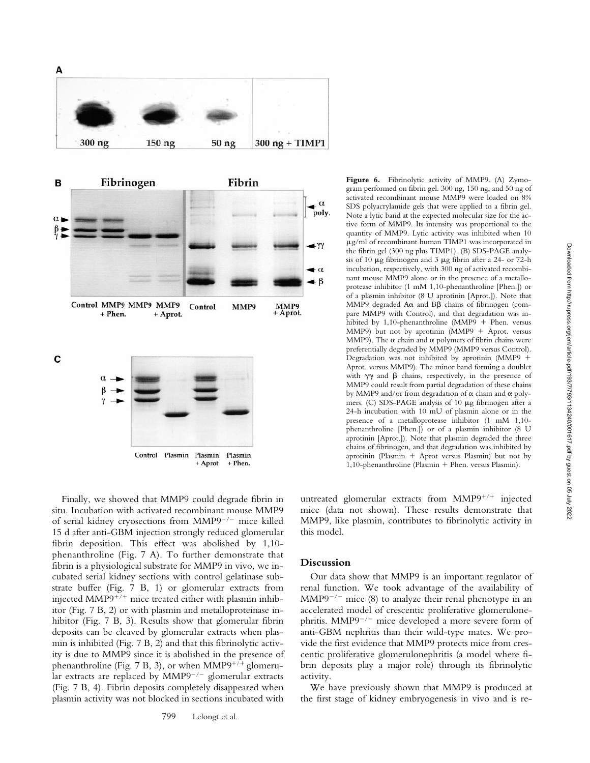**Figure 6.** Fibrinolytic activity of MMP9. (A) Zymogram performed on fibrin gel. 300 ng, 150 ng, and 50 ng of activated recombinant mouse MMP9 were loaded on 8% SDS polyacrylamide gels that were applied to a fibrin gel. Note a lytic band at the expected molecular size for the active form of MMP9. Its intensity was proportional to the quantity of MMP9. Lytic activity was inhibited when 10 μg/ml of recombinant human TIMP1 was incorporated in the fibrin gel (300 ng plus TIMP1). (B) SDS-PAGE analysis of 10 μg fibrinogen and 3 μg fibrin after a 24- or 72-h incubation, respectively, with 300 ng of activated recombinant mouse MMP9 alone or in the presence of a metalloprotease inhibitor (1 mM 1,10-phenanthroline [Phen.]) or of a plasmin inhibitor (8 U aprotinin [Aprot.]). Note that MMP9 degraded Aα and Bβ chains of fibrinogen (compare MMP9 with Control), and that degradation was inhibited by 1,10-phenanthroline (MMP9 + Phen. versus MMP9) but not by aprotinin (MMP9 + Aprot. versus MMP9). The α chain and α polymers of fibrin chains were preferentially degraded by MMP9 (MMP9 versus Control). Degradation was not inhibited by aprotinin (MMP9 + Aprot. versus MMP9). The minor band forming a doublet with γγ and β chains, respectively, in the presence of MMP9 could result from partial degradation of these chains by MMP9 and/or from degradation of α chain and α polymers. (C) SDS-PAGE analysis of 10 μg fibrinogen after a 24-h incubation with 10 mU of plasmin alone or in the presence of a metalloprotease inhibitor (1 mM 1,10-phenanthroline [Phen.]) or of a plasmin inhibitor (8 U aprotinin [Aprot.]). Note that plasmin degraded the three chains of fibrinogen, and that degradation was inhibited by aprotinin (Plasmin + Aprot versus Plasmin) but not by 1,10-phenanthroline (Plasmin + Phen. versus Plasmin).

Finally, we showed that MMP9 could degrade fibrin in situ. Incubation with activated recombinant mouse MMP9 of serial kidney cryosections from MMP9$^{-/-}$ mice killed 15 d after anti-GBM injection strongly reduced glomerular fibrin deposition. This effect was abolished by 1,10-phenanthroline (Fig. 7 A). To further demonstrate that fibrin is a physiological substrate for MMP9 in vivo, we incubated serial kidney sections with control gelatinase substrate buffer (Fig. 7 B, 1) or glomerular extracts from injected MMP9$^{+/+}$ mice treated either with plasmin inhibitor (Fig. 7 B, 2) or with plasmin and metalloproteinase inhibitor (Fig. 7 B, 3). Results show that glomerular fibrin deposits can be cleaved by glomerular extracts when plasmin is inhibited (Fig. 7 B, 2) and that this fibrinolytic activity is due to MMP9 since it is abolished in the presence of phenanthroline (Fig. 7 B, 3), or when MMP9$^{+/+}$ glomerular extracts are replaced by MMP9$^{-/-}$ glomerular extracts (Fig. 7 B, 4). Fibrin deposits completely disappeared when plasmin activity was not blocked in sections incubated with untreated glomerular extracts from MMP9$^{+/+}$ injected mice (data not shown). These results demonstrate that MMP9, like plasmin, contributes to fibrinolytic activity in this model.

## Discussion

Our data show that MMP9 is an important regulator of renal function. We took advantage of the availability of MMP9$^{-/-}$ mice (8) to analyze their renal phenotype in an accelerated model of crescentic proliferative glomerulonephritis. MMP9$^{-/-}$ mice developed a more severe form of anti-GBM nephritis than their wild-type mates. We provide the first evidence that MMP9 protects mice from crescentic proliferative glomerulonephritis (a model where fibrin deposits play a major role) through its fibrinolytic activity.

We have previously shown that MMP9 is produced at the first stage of kidney embryogenesis in vivo and is re-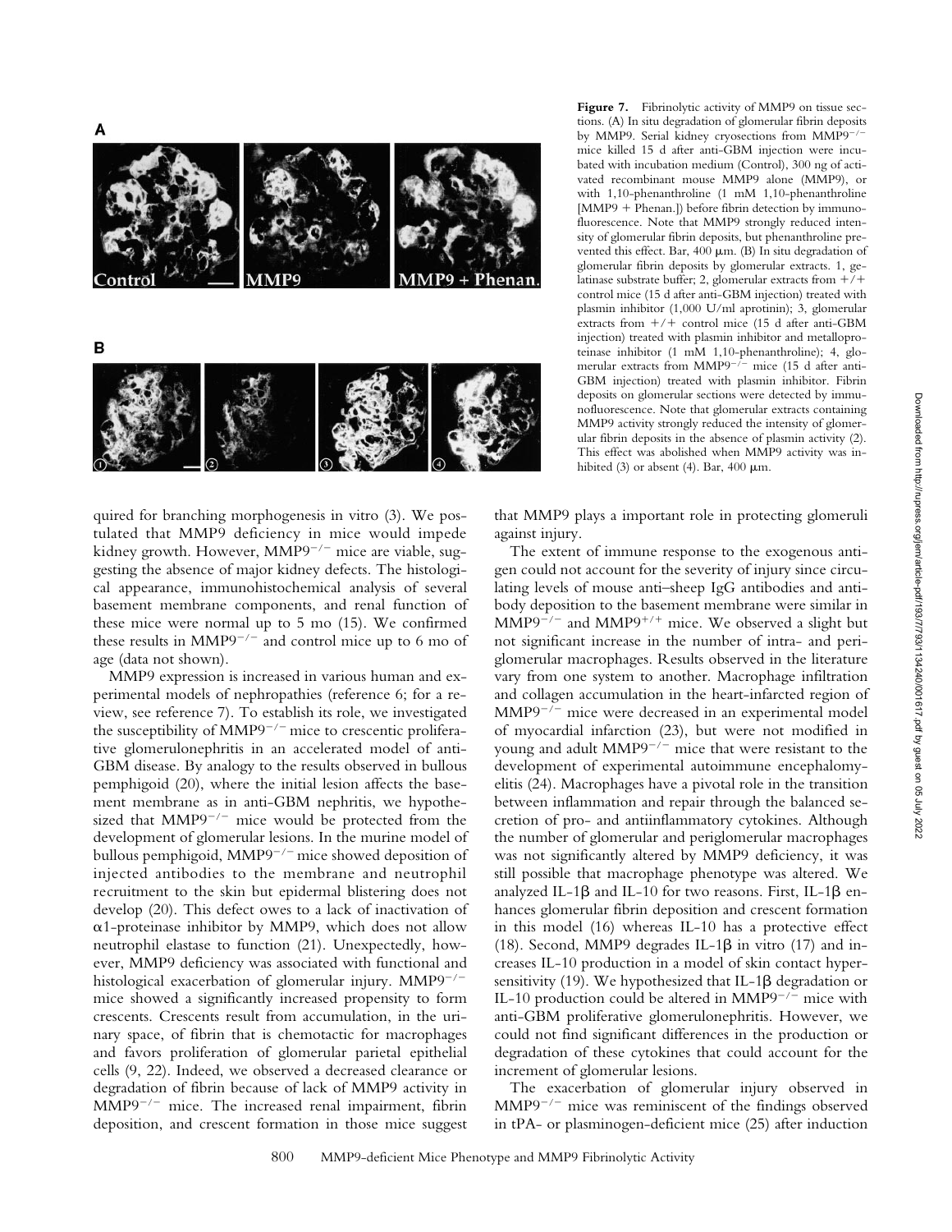**Figure 7.** Fibrinolytic activity of MMP9 on tissue sections. (A) In situ degradation of glomerular fibrin deposits by MMP9. Serial kidney cryosections from $MMP9^{-/-}$ mice killed 15 d after anti-GBM injection were incubated with incubation medium (Control), 300 ng of activated recombinant mouse MMP9 alone (MMP9), or with 1,10-phenanthroline (1 mM 1,10-phenanthroline [MMP9 + Phenan.]) before fibrin detection by immunofluorescence. Note that MMP9 strongly reduced intensity of glomerular fibrin deposits, but phenanthroline prevented this effect. Bar, 400 μm. (B) In situ degradation of glomerular fibrin deposits by glomerular extracts. 1, gelatinase substrate buffer; 2, glomerular extracts from +/+ control mice (15 d after anti-GBM injection) treated with plasmin inhibitor (1,000 U/ml aprotinin); 3, glomerular extracts from +/+ control mice (15 d after anti-GBM injection) treated with plasmin inhibitor and metalloproteinase inhibitor (1 mM 1,10-phenanthroline); 4, glomerular extracts from $MMP9^{-/-}$ mice (15 d after anti-GBM injection) treated with plasmin inhibitor. Fibrin deposits on glomerular sections were detected by immunofluorescence. Note that glomerular extracts containing MMP9 activity strongly reduced the intensity of glomerular fibrin deposits in the absence of plasmin activity (2). This effect was abolished when MMP9 activity was inhibited (3) or absent (4). Bar, 400 μm.

quired for branching morphogenesis in vitro (3). We postulated that MMP9 deficiency in mice would impede kidney growth. However, $MMP9^{-/-}$ mice are viable, suggesting the absence of major kidney defects. The histological appearance, immunohistochemical analysis of several basement membrane components, and renal function of these mice were normal up to 5 mo (15). We confirmed these results in $MMP9^{-/-}$ and control mice up to 6 mo of age (data not shown).

MMP9 expression is increased in various human and experimental models of nephropathies (reference 6; for a review, see reference 7). To establish its role, we investigated the susceptibility of $MMP9^{-/-}$ mice to crescentic proliferative glomerulonephritis in an accelerated model of anti-GBM disease. By analogy to the results observed in bullous pemphigoid (20), where the initial lesion affects the basement membrane as in anti-GBM nephritis, we hypothesized that $MMP9^{-/-}$ mice would be protected from the development of glomerular lesions. In the murine model of bullous pemphigoid, $MMP9^{-/-}$ mice showed deposition of injected antibodies to the membrane and neutrophil recruitment to the skin but epidermal blistering does not develop (20). This defect owes to a lack of inactivation of α1-proteinase inhibitor by MMP9, which does not allow neutrophil elastase to function (21). Unexpectedly, however, MMP9 deficiency was associated with functional and histological exacerbation of glomerular injury. $MMP9^{-/-}$ mice showed a significantly increased propensity to form crescents. Crescents result from accumulation, in the urinary space, of fibrin that is chemotactic for macrophages and favors proliferation of glomerular parietal epithelial cells (9, 22). Indeed, we observed a decreased clearance or degradation of fibrin because of lack of MMP9 activity in $MMP9^{-/-}$ mice. The increased renal impairment, fibrin deposition, and crescent formation in those mice suggest that MMP9 plays a important role in protecting glomeruli against injury.

The extent of immune response to the exogenous antigen could not account for the severity of injury since circulating levels of mouse anti–sheep IgG antibodies and antibody deposition to the basement membrane were similar in $MMP9^{-/-}$ and $MMP9^{+/+}$ mice. We observed a slight but not significant increase in the number of intra- and periglomerular macrophages. Results observed in the literature vary from one system to another. Macrophage infiltration and collagen accumulation in the heart-infarcted region of $MMP9^{-/-}$ mice were decreased in an experimental model of myocardial infarction (23), but were not modified in young and adult $MMP9^{-/-}$ mice that were resistant to the development of experimental autoimmune encephalomyelitis (24). Macrophages have a pivotal role in the transition between inflammation and repair through the balanced secretion of pro- and antiinflammatory cytokines. Although the number of glomerular and periglomerular macrophages was not significantly altered by MMP9 deficiency, it was still possible that macrophage phenotype was altered. We analyzed IL-1β and IL-10 for two reasons. First, IL-1β enhances glomerular fibrin deposition and crescent formation in this model (16) whereas IL-10 has a protective effect (18). Second, MMP9 degrades IL-1β in vitro (17) and increases IL-10 production in a model of skin contact hypersensitivity (19). We hypothesized that IL-1β degradation or IL-10 production could be altered in $MMP9^{-/-}$ mice with anti-GBM proliferative glomerulonephritis. However, we could not find significant differences in the production or degradation of these cytokines that could account for the increment of glomerular lesions.

The exacerbation of glomerular injury observed in $MMP9^{-/-}$ mice was reminiscent of the findings observed in tPA- or plasminogen-deficient mice (25) after induction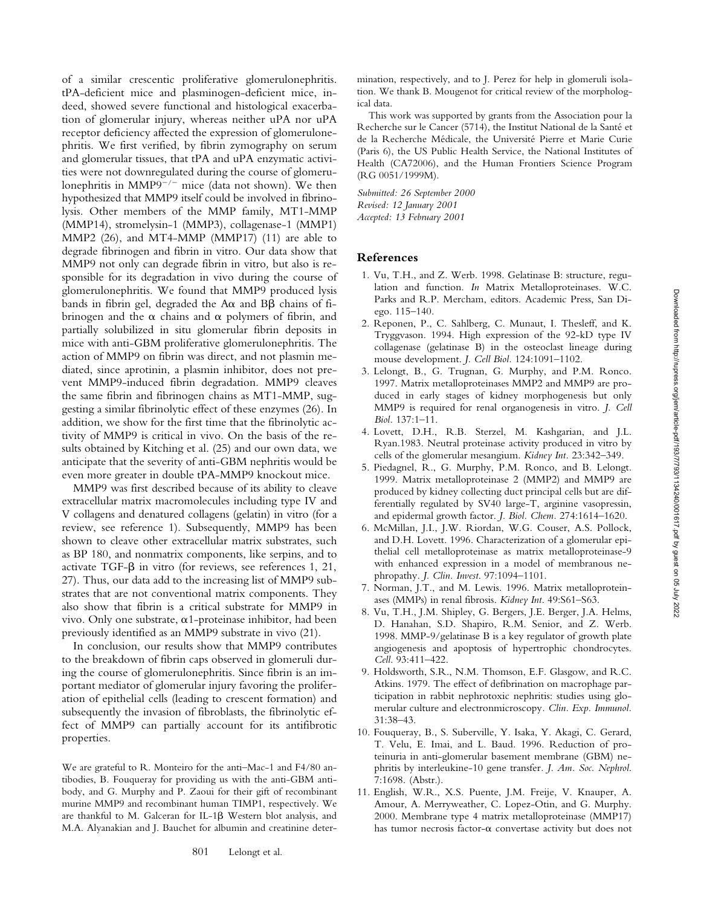of a similar crescentic proliferative glomerulonephritis. tPA-deficient mice and plasminogen-deficient mice, indeed, showed severe functional and histological exacerbation of glomerular injury, whereas neither uPA nor uPA receptor deficiency affected the expression of glomerulonephritis. We first verified, by fibrin zymography on serum and glomerular tissues, that tPA and uPA enzymatic activities were not downregulated during the course of glomerulonephritis in $MMP9^{-/-}$ mice (data not shown). We then hypothesized that MMP9 itself could be involved in fibrinolysis. Other members of the MMP family, MT1-MMP (MMP14), stromelysin-1 (MMP3), collagenase-1 (MMP1) MMP2 (26), and MT4-MMP (MMP17) (11) are able to degrade fibrinogen and fibrin in vitro. Our data show that MMP9 not only can degrade fibrin in vitro, but also is responsible for its degradation in vivo during the course of glomerulonephritis. We found that MMP9 produced lysis bands in fibrin gel, degraded the Aα and Bβ chains of fibrinogen and the α chains and α polymers of fibrin, and partially solubilized in situ glomerular fibrin deposits in mice with anti-GBM proliferative glomerulonephritis. The action of MMP9 on fibrin was direct, and not plasmin mediated, since aprotinin, a plasmin inhibitor, does not prevent MMP9-induced fibrin degradation. MMP9 cleaves the same fibrin and fibrinogen chains as MT1-MMP, suggesting a similar fibrinolytic effect of these enzymes (26). In addition, we show for the first time that the fibrinolytic activity of MMP9 is critical in vivo. On the basis of the results obtained by Kitching et al. (25) and our own data, we anticipate that the severity of anti-GBM nephritis would be even more greater in double tPA-MMP9 knockout mice.

MMP9 was first described because of its ability to cleave extracellular matrix macromolecules including type IV and V collagens and denatured collagens (gelatin) in vitro (for a review, see reference 1). Subsequently, MMP9 has been shown to cleave other extracellular matrix substrates, such as BP 180, and nonmatrix components, like serpins, and to activate TGF-β in vitro (for reviews, see references 1, 21, 27). Thus, our data add to the increasing list of MMP9 substrates that are not conventional matrix components. They also show that fibrin is a critical substrate for MMP9 in vivo. Only one substrate, α1-proteinase inhibitor, had been previously identified as an MMP9 substrate in vivo (21).

In conclusion, our results show that MMP9 contributes to the breakdown of fibrin caps observed in glomeruli during the course of glomerulonephritis. Since fibrin is an important mediator of glomerular injury favoring the proliferation of epithelial cells (leading to crescent formation) and subsequently the invasion of fibroblasts, the fibrinolytic effect of MMP9 can partially account for its antifibrotic properties.

We are grateful to R. Monteiro for the anti–Mac-1 and F4/80 antibodies, B. Fouqueray for providing us with the anti-GBM antibody, and G. Murphy and P. Zaoui for their gift of recombinant murine MMP9 and recombinant human TIMP1, respectively. We are thankful to M. Galceran for IL-1β Western blot analysis, and M.A. Alyanakian and J. Bauchet for albumin and creatinine determination, respectively, and to J. Perez for help in glomeruli isolation. We thank B. Mougenot for critical review of the morphological data.

This work was supported by grants from the Association pour la Recherche sur le Cancer (5714), the Institut National de la Santé et de la Recherche Médicale, the Université Pierre et Marie Curie (Paris 6), the US Public Health Service, the National Institutes of Health (CA72006), and the Human Frontiers Science Program (RG 0051/1999M).

*Submitted: 26 September 2000*
*Revised: 12 January 2001*
*Accepted: 13 February 2001*

## References

1. Vu, T.H., and Z. Werb. 1998. Gelatinase B: structure, regulation and function. *In* Matrix Metalloproteinases. W.C. Parks and R.P. Mercham, editors. Academic Press, San Diego. 115–140.
2. Reponen, P., C. Sahlberg, C. Munaut, I. Thesleff, and K. Tryggvason. 1994. High expression of the 92-kD type IV collagenase (gelatinase B) in the osteoclast lineage during mouse development. *J. Cell Biol.* 124:1091–1102.
3. Lelongt, B., G. Trugnan, G. Murphy, and P.M. Ronco. 1997. Matrix metalloproteinases MMP2 and MMP9 are produced in early stages of kidney morphogenesis but only MMP9 is required for renal organogenesis in vitro. *J. Cell Biol.* 137:1–11.
4. Lovett, D.H., R.B. Sterzel, M. Kashgarian, and J.L. Ryan.1983. Neutral proteinase activity produced in vitro by cells of the glomerular mesangium. *Kidney Int.* 23:342–349.
5. Piedagnel, R., G. Murphy, P.M. Ronco, and B. Lelongt. 1999. Matrix metalloproteinase 2 (MMP2) and MMP9 are produced by kidney collecting duct principal cells but are differentially regulated by SV40 large-T, arginine vasopressin, and epidermal growth factor. *J. Biol. Chem.* 274:1614–1620.
6. McMillan, J.I., J.W. Riordan, W.G. Couser, A.S. Pollock, and D.H. Lovett. 1996. Characterization of a glomerular epithelial cell metalloproteinase as matrix metalloproteinase-9 with enhanced expression in a model of membranous nephropathy. *J. Clin. Invest.* 97:1094–1101.
7. Norman, J.T., and M. Lewis. 1996. Matrix metalloproteinases (MMPs) in renal fibrosis. *Kidney Int.* 49:S61–S63.
8. Vu, T.H., J.M. Shipley, G. Bergers, J.E. Berger, J.A. Helms, D. Hanahan, S.D. Shapiro, R.M. Senior, and Z. Werb. 1998. MMP-9/gelatinase B is a key regulator of growth plate angiogenesis and apoptosis of hypertrophic chondrocytes. *Cell.* 93:411–422.
9. Holdsworth, S.R., N.M. Thomson, E.F. Glasgow, and R.C. Atkins. 1979. The effect of defibrination on macrophage participation in rabbit nephrotoxic nephritis: studies using glomerular culture and electronmicroscopy. *Clin. Exp. Immunol.* 31:38–43.
10. Fouqueray, B., S. Suberville, Y. Isaka, Y. Akagi, C. Gerard, T. Velu, E. Imai, and L. Baud. 1996. Reduction of proteinuria in anti-glomerular basement membrane (GBM) nephritis by interleukine-10 gene transfer. *J. Am. Soc. Nephrol.* 7:1698. (Abstr.).
11. English, W.R., X.S. Puente, J.M. Freije, V. Knauper, A. Amour, A. Merryweather, C. Lopez-Otin, and G. Murphy. 2000. Membrane type 4 matrix metalloproteinase (MMP17) has tumor necrosis factor-α convertase activity but does not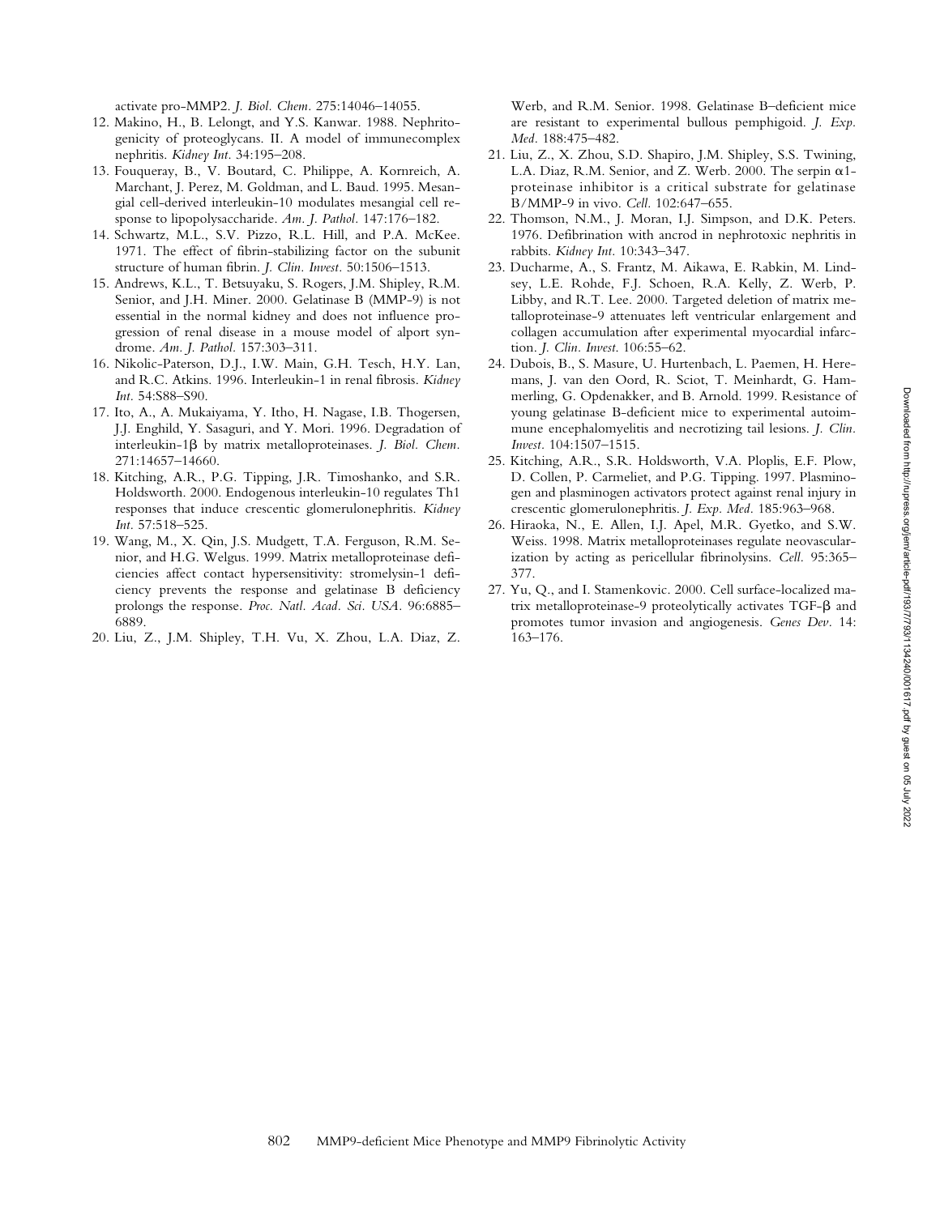activate pro-MMP2. *J. Biol. Chem.* 275:14046–14055.

12. Makino, H., B. Lelongt, and Y.S. Kanwar. 1988. Nephritogenicity of proteoglycans. II. A model of immunecomplex nephritis. *Kidney Int.* 34:195–208.
13. Fouqueray, B., V. Boutard, C. Philippe, A. Kornreich, A. Marchant, J. Perez, M. Goldman, and L. Baud. 1995. Mesangial cell-derived interleukin-10 modulates mesangial cell response to lipopolysaccharide. *Am. J. Pathol.* 147:176–182.
14. Schwartz, M.L., S.V. Pizzo, R.L. Hill, and P.A. McKee. 1971. The effect of fibrin-stabilizing factor on the subunit structure of human fibrin. *J. Clin. Invest.* 50:1506–1513.
15. Andrews, K.L., T. Betsuyaku, S. Rogers, J.M. Shipley, R.M. Senior, and J.H. Miner. 2000. Gelatinase B (MMP-9) is not essential in the normal kidney and does not influence progression of renal disease in a mouse model of alport syndrome. *Am. J. Pathol.* 157:303–311.
16. Nikolic-Paterson, D.J., I.W. Main, G.H. Tesch, H.Y. Lan, and R.C. Atkins. 1996. Interleukin-1 in renal fibrosis. *Kidney Int.* 54:S88–S90.
17. Ito, A., A. Mukaiyama, Y. Itho, H. Nagase, I.B. Thogersen, J.J. Enghild, Y. Sasaguri, and Y. Mori. 1996. Degradation of interleukin-1β by matrix metalloproteinases. *J. Biol. Chem.* 271:14657–14660.
18. Kitching, A.R., P.G. Tipping, J.R. Timoshanko, and S.R. Holdsworth. 2000. Endogenous interleukin-10 regulates Th1 responses that induce crescentic glomerulonephritis. *Kidney Int.* 57:518–525.
19. Wang, M., X. Qin, J.S. Mudgett, T.A. Ferguson, R.M. Senior, and H.G. Welgus. 1999. Matrix metalloproteinase deficiencies affect contact hypersensitivity: stromelysin-1 deficiency prevents the response and gelatinase B deficiency prolongs the response. *Proc. Natl. Acad. Sci. USA.* 96:6885–6889.
20. Liu, Z., J.M. Shipley, T.H. Vu, X. Zhou, L.A. Diaz, Z. Werb, and R.M. Senior. 1998. Gelatinase B–deficient mice are resistant to experimental bullous pemphigoid. *J. Exp. Med.* 188:475–482.
21. Liu, Z., X. Zhou, S.D. Shapiro, J.M. Shipley, S.S. Twining, L.A. Diaz, R.M. Senior, and Z. Werb. 2000. The serpin α1-proteinase inhibitor is a critical substrate for gelatinase B/MMP-9 in vivo. *Cell.* 102:647–655.
22. Thomson, N.M., J. Moran, I.J. Simpson, and D.K. Peters. 1976. Defibrination with ancrod in nephrotoxic nephritis in rabbits. *Kidney Int.* 10:343–347.
23. Ducharme, A., S. Frantz, M. Aikawa, E. Rabkin, M. Lindsey, L.E. Rohde, F.J. Schoen, R.A. Kelly, Z. Werb, P. Libby, and R.T. Lee. 2000. Targeted deletion of matrix metalloproteinase-9 attenuates left ventricular enlargement and collagen accumulation after experimental myocardial infarction. *J. Clin. Invest.* 106:55–62.
24. Dubois, B., S. Masure, U. Hurtenbach, L. Paemen, H. Heremans, J. van den Oord, R. Sciot, T. Meinhardt, G. Hammerling, G. Opdenakker, and B. Arnold. 1999. Resistance of young gelatinase B-deficient mice to experimental autoimmune encephalomyelitis and necrotizing tail lesions. *J. Clin. Invest.* 104:1507–1515.
25. Kitching, A.R., S.R. Holdsworth, V.A. Ploplis, E.F. Plow, D. Collen, P. Carmeliet, and P.G. Tipping. 1997. Plasminogen and plasminogen activators protect against renal injury in crescentic glomerulonephritis. *J. Exp. Med.* 185:963–968.
26. Hiraoka, N., E. Allen, I.J. Apel, M.R. Gyetko, and S.W. Weiss. 1998. Matrix metalloproteinases regulate neovascularization by acting as pericellular fibrinolysins. *Cell.* 95:365–377.
27. Yu, Q., and I. Stamenkovic. 2000. Cell surface-localized matrix metalloproteinase-9 proteolytically activates TGF-β and promotes tumor invasion and angiogenesis. *Genes Dev.* 14:163–176.